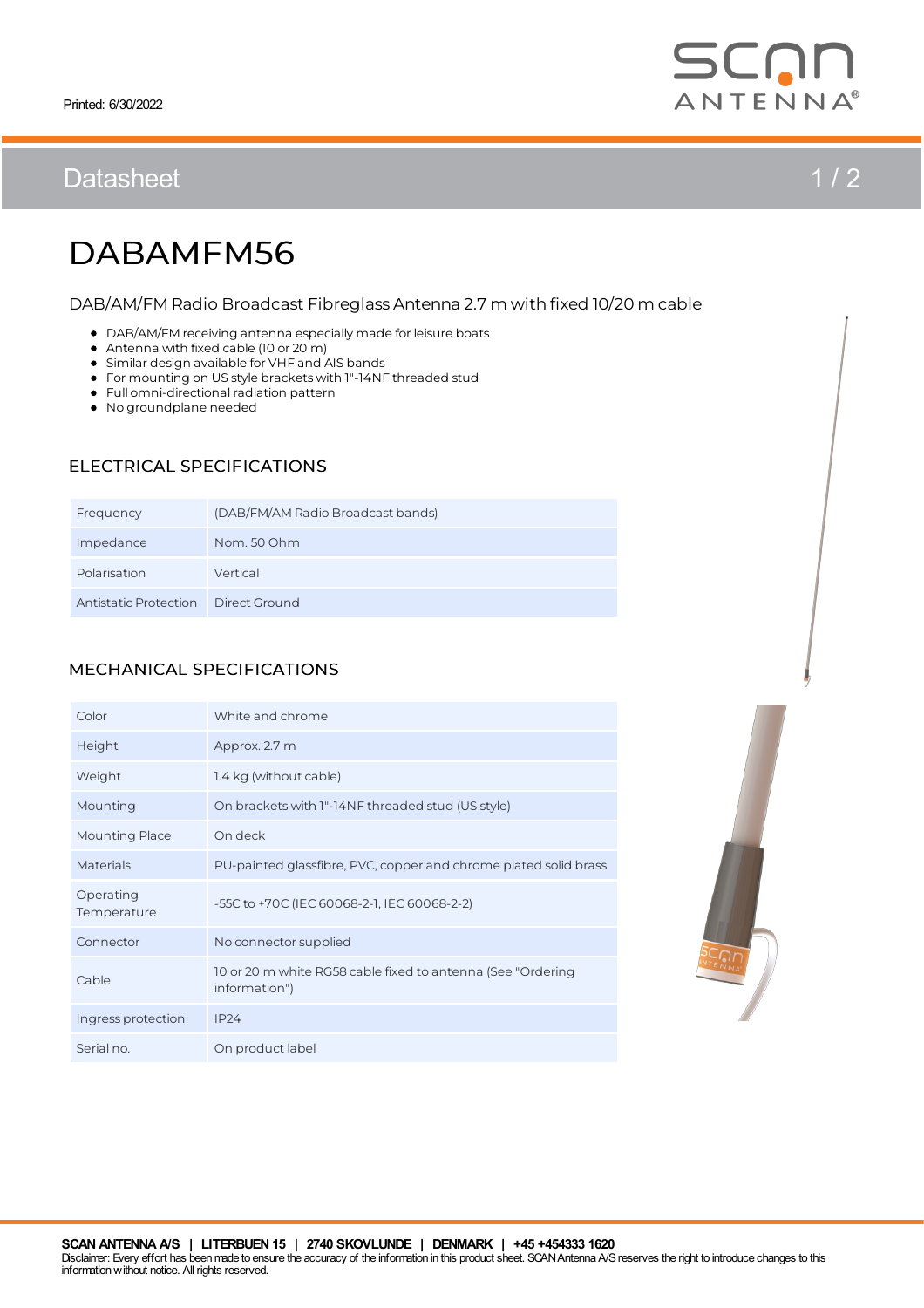Printed: 6/30/2022

# DABAMFM56

DAB/AM/FM Radio Broadcast Fibreglass Antenna 2.7 m with fixed 10/20 m cable

- DAB/AM/FM receiving antenna especially made for leisure boats
- Antenna with fixed cable (10 or 20 m)
- Similar design available for VHF and AIS bands
- For mounting on US style brackets with 1"-14NF threaded stud
- Full omni-directional radiation pattern
- No groundplane needed

## ELECTRICAL SPECIFICATIONS

| | |
|---|---|
| Frequency | (DAB/FM/AM Radio Broadcast bands) |
| Impedance | Nom. 50 Ohm |
| Polarisation | Vertical |
| Antistatic Protection | Direct Ground |

## MECHANICAL SPECIFICATIONS

| | |
|---|---|
| Color | White and chrome |
| Height | Approx. 2.7 m |
| Weight | 1.4 kg (without cable) |
| Mounting | On brackets with 1"-14NF threaded stud (US style) |
| Mounting Place | On deck |
| Materials | PU-painted glassfibre, PVC, copper and chrome plated solid brass |
| Operating Temperature | -55C to +70C (IEC 60068-2-1, IEC 60068-2-2) |
| Connector | No connector supplied |
| Cable | 10 or 20 m white RG58 cable fixed to antenna (See "Ordering information") |
| Ingress protection | IP24 |
| Serial no. | On product label |

**SCAN ANTENNA A/S | LITERBUEN 15 | 2740 SKOVLUNDE | DENMARK | +45 +454333 1620**

Disclaimer: Every effort has been made to ensure the accuracy of the information in this product sheet. SCAN Antenna A/S reserves the right to introduce changes to this information without notice. All rights reserved.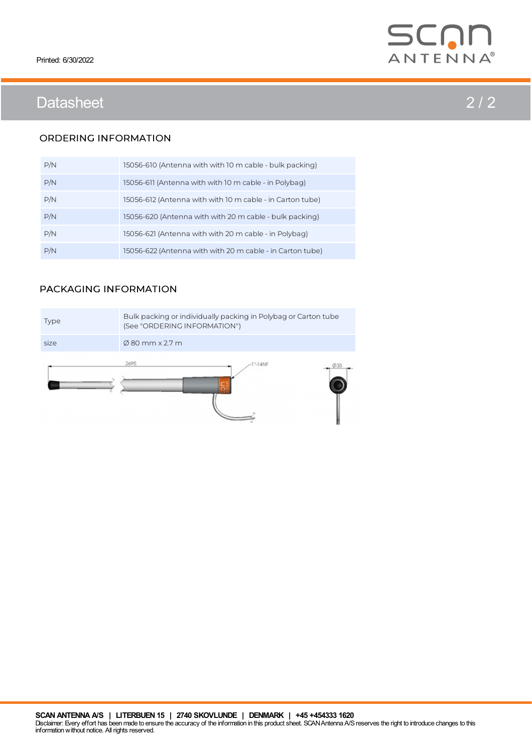Printed: 6/30/2022

# Datasheet

## ORDERING INFORMATION

| | |
|---|---|
| P/N | 15056-610 (Antenna with with 10 m cable - bulk packing) |
| P/N | 15056-611 (Antenna with with 10 m cable - in Polybag) |
| P/N | 15056-612 (Antenna with with 10 m cable - in Carton tube) |
| P/N | 15056-620 (Antenna with with 20 m cable - bulk packing) |
| P/N | 15056-621 (Antenna with with 20 m cable - in Polybag) |
| P/N | 15056-622 (Antenna with with 20 m cable - in Carton tube) |

## PACKAGING INFORMATION

| | |
|---|---|
| Type | Bulk packing or individually packing in Polybag or Carton tube (See "ORDERING INFORMATION") |
| size | Ø 80 mm x 2.7 m |

2695

1"-14NF

Ø33

**SCAN ANTENNA A/S | LITERBUEN 15 | 2740 SKOVLUNDE | DENMARK | +45 +454333 1620**

Disclaimer: Every effort has been made to ensure the accuracy of the information in this product sheet. SCAN Antenna A/S reserves the right to introduce changes to this information without notice. All rights reserved.